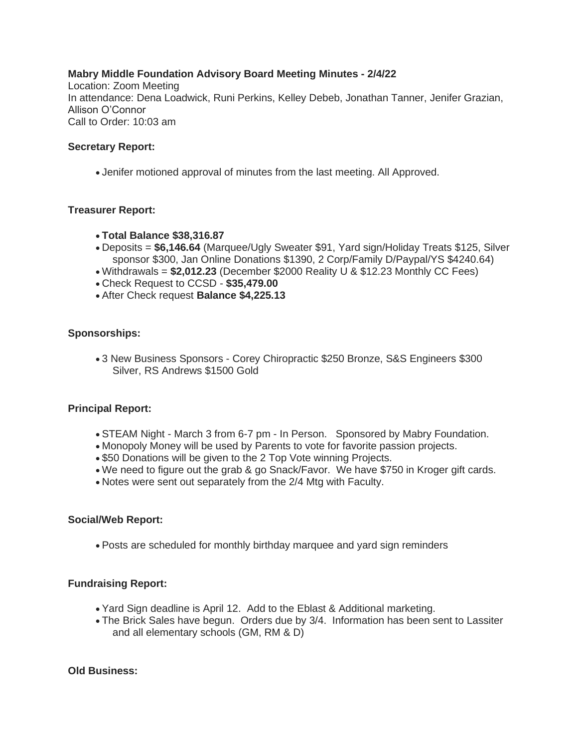**Mabry Middle Foundation Advisory Board Meeting Minutes - 2/4/22**

Location: Zoom Meeting
In attendance: Dena Loadwick, Runi Perkins, Kelley Debeb, Jonathan Tanner, Jenifer Grazian, Allison O'Connor
Call to Order: 10:03 am

**Secretary Report:**

- Jenifer motioned approval of minutes from the last meeting. All Approved.

**Treasurer Report:**

- **Total Balance $38,316.87**
- Deposits = **$6,146.64** (Marquee/Ugly Sweater $91, Yard sign/Holiday Treats $125, Silver sponsor $300, Jan Online Donations $1390, 2 Corp/Family D/Paypal/YS $4240.64)
- Withdrawals = **$2,012.23** (December $2000 Reality U & $12.23 Monthly CC Fees)
- Check Request to CCSD - **$35,479.00**
- After Check request **Balance $4,225.13**

**Sponsorships:**

- 3 New Business Sponsors - Corey Chiropractic $250 Bronze, S&S Engineers $300 Silver, RS Andrews $1500 Gold

**Principal Report:**

- STEAM Night - March 3 from 6-7 pm - In Person. Sponsored by Mabry Foundation.
- Monopoly Money will be used by Parents to vote for favorite passion projects.
- $50 Donations will be given to the 2 Top Vote winning Projects.
- We need to figure out the grab & go Snack/Favor. We have $750 in Kroger gift cards.
- Notes were sent out separately from the 2/4 Mtg with Faculty.

**Social/Web Report:**

- Posts are scheduled for monthly birthday marquee and yard sign reminders

**Fundraising Report:**

- Yard Sign deadline is April 12. Add to the Eblast & Additional marketing.
- The Brick Sales have begun. Orders due by 3/4. Information has been sent to Lassiter and all elementary schools (GM, RM & D)

**Old Business:**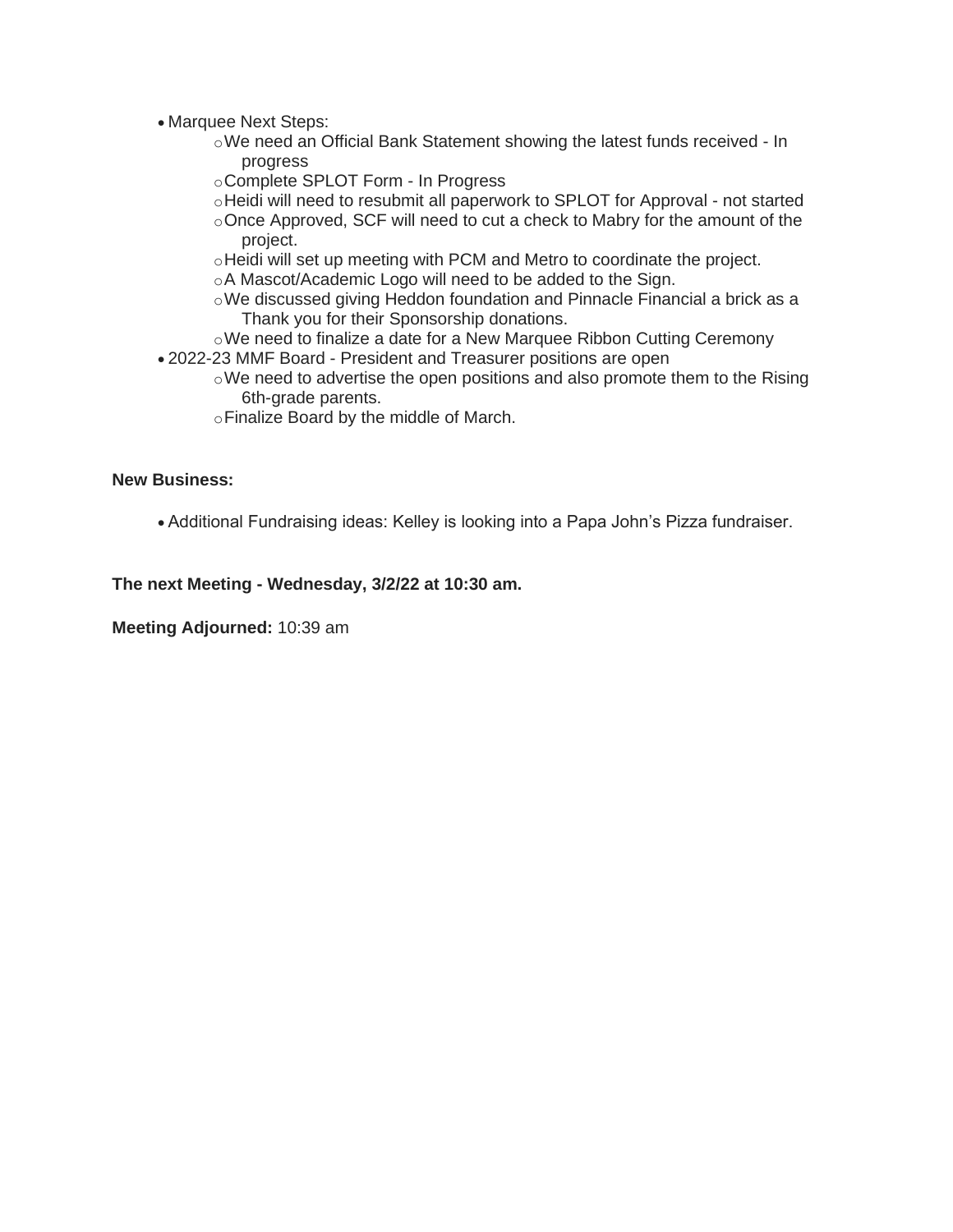- Marquee Next Steps:
  - We need an Official Bank Statement showing the latest funds received - In progress
  - Complete SPLOT Form - In Progress
  - Heidi will need to resubmit all paperwork to SPLOT for Approval - not started
  - Once Approved, SCF will need to cut a check to Mabry for the amount of the project.
  - Heidi will set up meeting with PCM and Metro to coordinate the project.
  - A Mascot/Academic Logo will need to be added to the Sign.
  - We discussed giving Heddon foundation and Pinnacle Financial a brick as a Thank you for their Sponsorship donations.
  - We need to finalize a date for a New Marquee Ribbon Cutting Ceremony
- 2022-23 MMF Board - President and Treasurer positions are open
  - We need to advertise the open positions and also promote them to the Rising 6th-grade parents.
  - Finalize Board by the middle of March.

**New Business:**

- Additional Fundraising ideas: Kelley is looking into a Papa John's Pizza fundraiser.

**The next Meeting - Wednesday, 3/2/22 at 10:30 am.**

**Meeting Adjourned:** 10:39 am